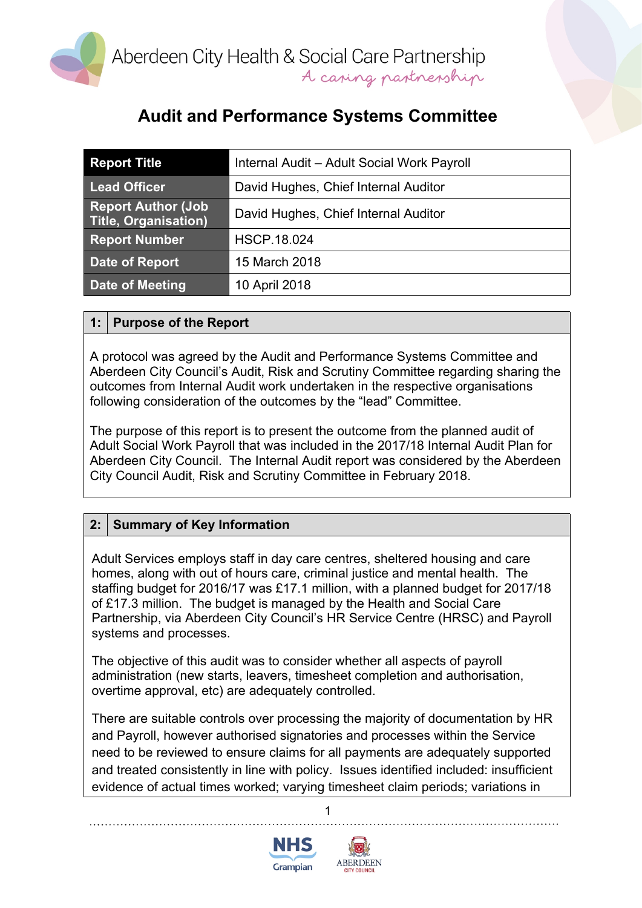Aberdeen City Health & Social Care Partnership

*A caring partnership*

# Audit and Performance Systems Committee

| Report Title | Internal Audit – Adult Social Work Payroll |
|---|---|
| Lead Officer | David Hughes, Chief Internal Auditor |
| Report Author (Job Title, Organisation) | David Hughes, Chief Internal Auditor |
| Report Number | HSCP.18.024 |
| Date of Report | 15 March 2018 |
| Date of Meeting | 10 April 2018 |

## 1: Purpose of the Report

A protocol was agreed by the Audit and Performance Systems Committee and Aberdeen City Council's Audit, Risk and Scrutiny Committee regarding sharing the outcomes from Internal Audit work undertaken in the respective organisations following consideration of the outcomes by the "lead" Committee.

The purpose of this report is to present the outcome from the planned audit of Adult Social Work Payroll that was included in the 2017/18 Internal Audit Plan for Aberdeen City Council. The Internal Audit report was considered by the Aberdeen City Council Audit, Risk and Scrutiny Committee in February 2018.

## 2: Summary of Key Information

Adult Services employs staff in day care centres, sheltered housing and care homes, along with out of hours care, criminal justice and mental health. The staffing budget for 2016/17 was £17.1 million, with a planned budget for 2017/18 of £17.3 million. The budget is managed by the Health and Social Care Partnership, via Aberdeen City Council's HR Service Centre (HRSC) and Payroll systems and processes.

The objective of this audit was to consider whether all aspects of payroll administration (new starts, leavers, timesheet completion and authorisation, overtime approval, etc) are adequately controlled.

There are suitable controls over processing the majority of documentation by HR and Payroll, however authorised signatories and processes within the Service need to be reviewed to ensure claims for all payments are adequately supported and treated consistently in line with policy. Issues identified included: insufficient evidence of actual times worked; varying timesheet claim periods; variations in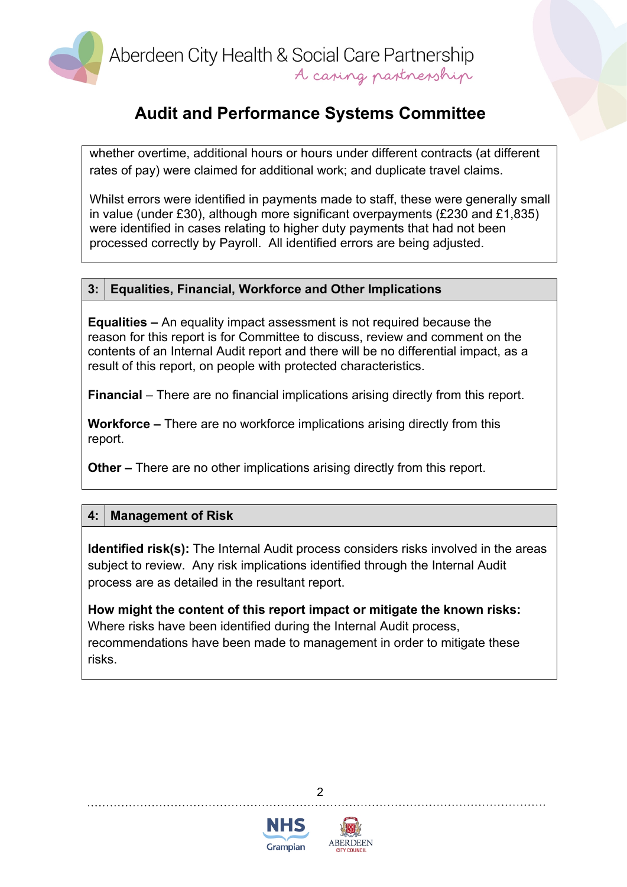whether overtime, additional hours or hours under different contracts (at different rates of pay) were claimed for additional work; and duplicate travel claims.

Whilst errors were identified in payments made to staff, these were generally small in value (under £30), although more significant overpayments (£230 and £1,835) were identified in cases relating to higher duty payments that had not been processed correctly by Payroll. All identified errors are being adjusted.

## 3: Equalities, Financial, Workforce and Other Implications

**Equalities –** An equality impact assessment is not required because the reason for this report is for Committee to discuss, review and comment on the contents of an Internal Audit report and there will be no differential impact, as a result of this report, on people with protected characteristics.

**Financial** – There are no financial implications arising directly from this report.

**Workforce –** There are no workforce implications arising directly from this report.

**Other –** There are no other implications arising directly from this report.

## 4: Management of Risk

**Identified risk(s):** The Internal Audit process considers risks involved in the areas subject to review. Any risk implications identified through the Internal Audit process are as detailed in the resultant report.

**How might the content of this report impact or mitigate the known risks:** Where risks have been identified during the Internal Audit process, recommendations have been made to management in order to mitigate these risks.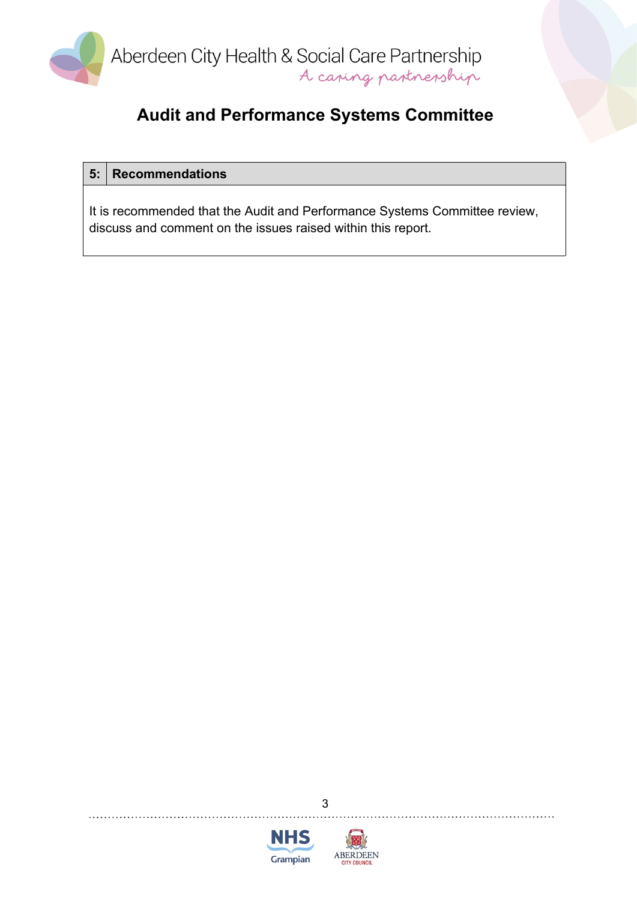# Audit and Performance Systems Committee

| 5: | Recommendations |
|---|---|
| | It is recommended that the Audit and Performance Systems Committee review, discuss and comment on the issues raised within this report. |